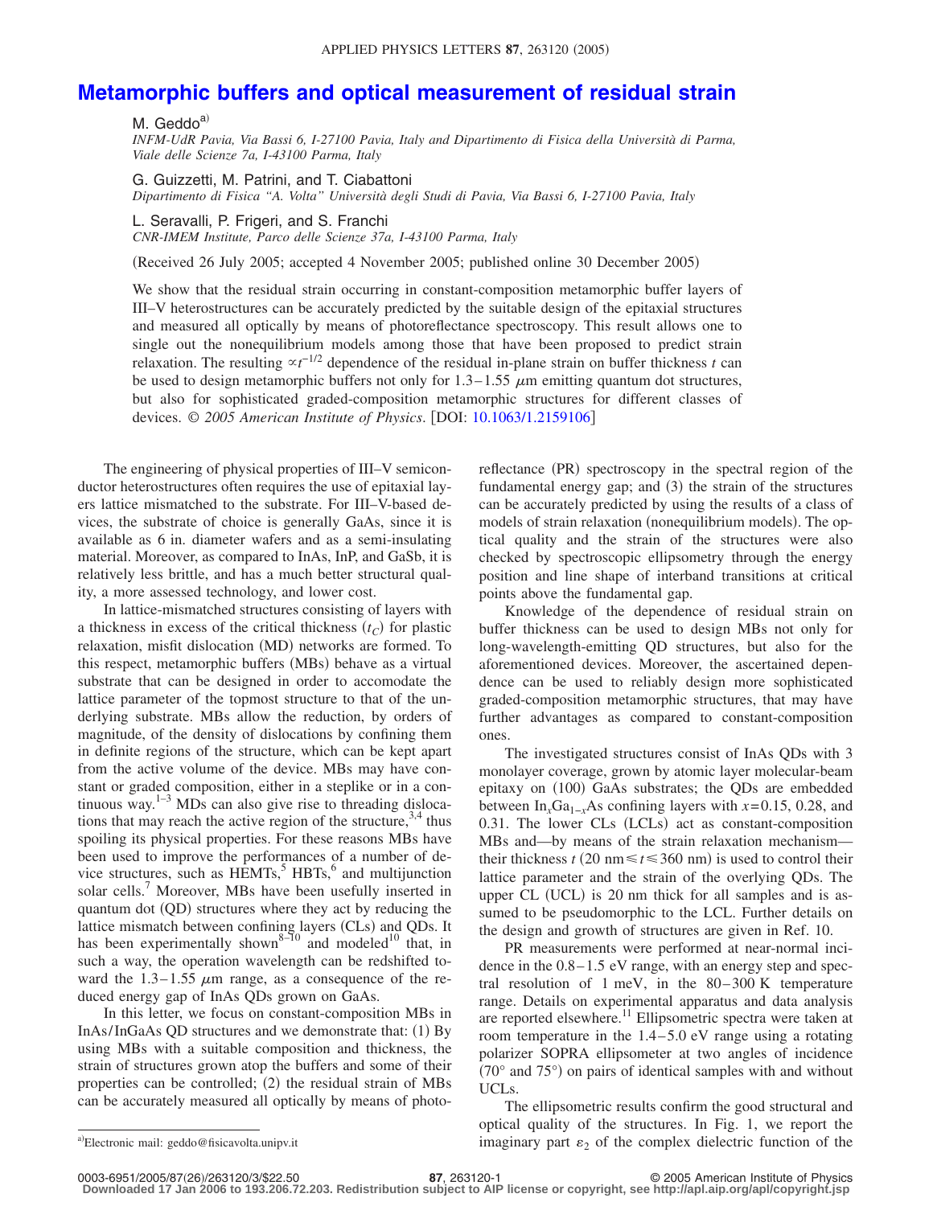# Metamorphic buffers and optical measurement of residual strain

M. Geddo[a)]
*INFM-UdR Pavia, Via Bassi 6, I-27100 Pavia, Italy and Dipartimento di Fisica della Università di Parma, Viale delle Scienze 7a, I-43100 Parma, Italy*

G. Guizzetti, M. Patrini, and T. Ciabattoni
*Dipartimento di Fisica "A. Volta" Università degli Studi di Pavia, Via Bassi 6, I-27100 Pavia, Italy*

L. Seravalli, P. Frigeri, and S. Franchi
*CNR-IMEM Institute, Parco delle Scienze 37a, I-43100 Parma, Italy*

(Received 26 July 2005; accepted 4 November 2005; published online 30 December 2005)

We show that the residual strain occurring in constant-composition metamorphic buffer layers of III–V heterostructures can be accurately predicted by the suitable design of the epitaxial structures and measured all optically by means of photoreflectance spectroscopy. This result allows one to single out the nonequilibrium models among those that have been proposed to predict strain relaxation. The resulting $\propto t^{-1/2}$ dependence of the residual in-plane strain on buffer thickness $t$ can be used to design metamorphic buffers not only for 1.3–1.55 $\mu$m emitting quantum dot structures, but also for sophisticated graded-composition metamorphic structures for different classes of devices. © *2005 American Institute of Physics*. [DOI: 10.1063/1.2159106]

The engineering of physical properties of III–V semiconductor heterostructures often requires the use of epitaxial layers lattice mismatched to the substrate. For III–V-based devices, the substrate of choice is generally GaAs, since it is available as 6 in. diameter wafers and as a semi-insulating material. Moreover, as compared to InAs, InP, and GaSb, it is relatively less brittle, and has a much better structural quality, a more assessed technology, and lower cost.

In lattice-mismatched structures consisting of layers with a thickness in excess of the critical thickness ($t_C$) for plastic relaxation, misfit dislocation (MD) networks are formed. To this respect, metamorphic buffers (MBs) behave as a virtual substrate that can be designed in order to accomodate the lattice parameter of the topmost structure to that of the underlying substrate. MBs allow the reduction, by orders of magnitude, of the density of dislocations by confining them in definite regions of the structure, which can be kept apart from the active volume of the device. MBs may have constant or graded composition, either in a steplike or in a continuous way.[1–3] MDs can also give rise to threading dislocations that may reach the active region of the structure,[3,4] thus spoiling its physical properties. For these reasons MBs have been used to improve the performances of a number of device structures, such as HEMTs,[5] HBTs,[6] and multijunction solar cells.[7] Moreover, MBs have been usefully inserted in quantum dot (QD) structures where they act by reducing the lattice mismatch between confining layers (CLs) and QDs. It has been experimentally shown[8–10] and modeled[10] that, in such a way, the operation wavelength can be redshifted toward the 1.3–1.55 $\mu$m range, as a consequence of the reduced energy gap of InAs QDs grown on GaAs.

In this letter, we focus on constant-composition MBs in InAs/InGaAs QD structures and we demonstrate that: (1) By using MBs with a suitable composition and thickness, the strain of structures grown atop the buffers and some of their properties can be controlled; (2) the residual strain of MBs can be accurately measured all optically by means of photoreflectance (PR) spectroscopy in the spectral region of the fundamental energy gap; and (3) the strain of the structures can be accurately predicted by using the results of a class of models of strain relaxation (nonequilibrium models). The optical quality and the strain of the structures were also checked by spectroscopic ellipsometry through the energy position and line shape of interband transitions at critical points above the fundamental gap.

Knowledge of the dependence of residual strain on buffer thickness can be used to design MBs not only for long-wavelength-emitting QD structures, but also for the aforementioned devices. Moreover, the ascertained dependence can be used to reliably design more sophisticated graded-composition metamorphic structures, that may have further advantages as compared to constant-composition ones.

The investigated structures consist of InAs QDs with 3 monolayer coverage, grown by atomic layer molecular-beam epitaxy on (100) GaAs substrates; the QDs are embedded between $In_xGa_{1-x}As$ confining layers with $x$=0.15, 0.28, and 0.31. The lower CLs (LCLs) act as constant-composition MBs and—by means of the strain relaxation mechanism—their thickness $t$ (20 nm$\leq t \leq$360 nm) is used to control their lattice parameter and the strain of the overlying QDs. The upper CL (UCL) is 20 nm thick for all samples and is assumed to be pseudomorphic to the LCL. Further details on the design and growth of structures are given in Ref. 10.

PR measurements were performed at near-normal incidence in the 0.8–1.5 eV range, with an energy step and spectral resolution of 1 meV, in the 80–300 K temperature range. Details on experimental apparatus and data analysis are reported elsewhere.[11] Ellipsometric spectra were taken at room temperature in the 1.4–5.0 eV range using a rotating polarizer SOPRA ellipsometer at two angles of incidence (70° and 75°) on pairs of identical samples with and without UCLs.

The ellipsometric results confirm the good structural and optical quality of the structures. In Fig. 1, we report the imaginary part $\varepsilon_2$ of the complex dielectric function of the

[a)]Electronic mail: geddo@fisicavolta.unipv.it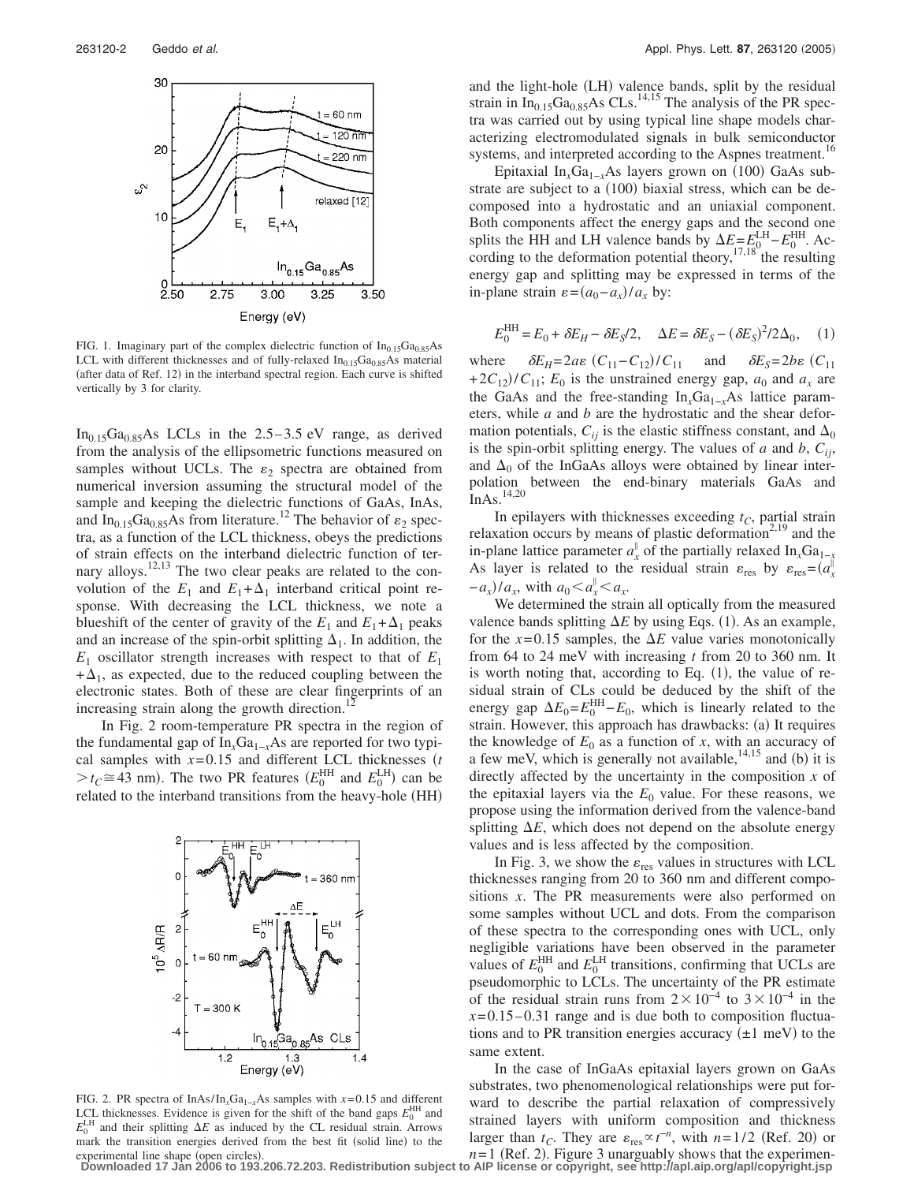FIG. 1. Imaginary part of the complex dielectric function of $In_{0.15}Ga_{0.85}As$ LCL with different thicknesses and of fully-relaxed $In_{0.15}Ga_{0.85}As$ material (after data of Ref. 12) in the interband spectral region. Each curve is shifted vertically by 3 for clarity.

$In_{0.15}Ga_{0.85}As$ LCLs in the 2.5–3.5 eV range, as derived from the analysis of the ellipsometric functions measured on samples without UCLs. The $\varepsilon_2$ spectra are obtained from numerical inversion assuming the structural model of the sample and keeping the dielectric functions of GaAs, InAs, and $In_{0.15}Ga_{0.85}As$ from literature.[12] The behavior of $\varepsilon_2$ spectra, as a function of the LCL thickness, obeys the predictions of strain effects on the interband dielectric function of ternary alloys.[12,13] The two clear peaks are related to the convolution of the $E_1$ and $E_1+\Delta_1$ interband critical point response. With decreasing the LCL thickness, we note a blueshift of the center of gravity of the $E_1$ and $E_1+\Delta_1$ peaks and an increase of the spin-orbit splitting $\Delta_1$. In addition, the $E_1$ oscillator strength increases with respect to that of $E_1+\Delta_1$, as expected, due to the reduced coupling between the electronic states. Both of these are clear fingerprints of an increasing strain along the growth direction.[12]

In Fig. 2 room-temperature PR spectra in the region of the fundamental gap of $In_xGa_{1-x}As$ are reported for two typical samples with $x=0.15$ and different LCL thicknesses ($t > t_C \cong 43$ nm). The two PR features ($E_0^{HH}$ and $E_0^{LH}$) can be related to the interband transitions from the heavy-hole (HH) and the light-hole (LH) valence bands, split by the residual strain in $In_{0.15}Ga_{0.85}As$ CLs.[14,15] The analysis of the PR spectra was carried out by using typical line shape models characterizing electromodulated signals in bulk semiconductor systems, and interpreted according to the Aspnes treatment.[16]

Epitaxial $In_xGa_{1-x}As$ layers grown on (100) GaAs substrate are subject to a (100) biaxial stress, which can be decomposed into a hydrostatic and an uniaxial component. Both components affect the energy gaps and the second one splits the HH and LH valence bands by $\Delta E = E_0^{LH} - E_0^{HH}$. According to the deformation potential theory,[17,18] the resulting energy gap and splitting may be expressed in terms of the in-plane strain $\varepsilon = (a_0 - a_x)/a_x$ by:

$$E_0^{HH} = E_0 + \delta E_H - \delta E_S/2, \quad \Delta E = \delta E_S - (\delta E_S)^2/2\Delta_0, \quad (1)$$

where $\delta E_H = 2a\varepsilon\,(C_{11}-C_{12})/C_{11}$ and $\delta E_S = 2b\varepsilon\,(C_{11}+2C_{12})/C_{11}$; $E_0$ is the unstrained energy gap, $a_0$ and $a_x$ are the GaAs and the free-standing $In_xGa_{1-x}As$ lattice parameters, while $a$ and $b$ are the hydrostatic and the shear deformation potentials, $C_{ij}$ is the elastic stiffness constant, and $\Delta_0$ is the spin-orbit splitting energy. The values of $a$ and $b$, $C_{ij}$, and $\Delta_0$ of the InGaAs alloys were obtained by linear interpolation between the end-binary materials GaAs and InAs.[14,20]

In epilayers with thicknesses exceeding $t_C$, partial strain relaxation occurs by means of plastic deformation[2,19] and the in-plane lattice parameter $a_x^{\parallel}$ of the partially relaxed $In_xGa_{1-x}As$ layer is related to the residual strain $\varepsilon_{res}$ by $\varepsilon_{res} = (a_x^{\parallel} - a_x)/a_x$, with $a_0 < a_x^{\parallel} < a_x$.

We determined the strain all optically from the measured valence bands splitting $\Delta E$ by using Eqs. (1). As an example, for the $x=0.15$ samples, the $\Delta E$ value varies monotonically from 64 to 24 meV with increasing $t$ from 20 to 360 nm. It is worth noting that, according to Eq. (1), the value of residual strain of CLs could be deduced by the shift of the energy gap $\Delta E_0 = E_0^{HH} - E_0$, which is linearly related to the strain. However, this approach has drawbacks: (a) It requires the knowledge of $E_0$ as a function of $x$, with an accuracy of a few meV, which is generally not available,[14,15] and (b) it is directly affected by the uncertainty in the composition $x$ of the epitaxial layers via the $E_0$ value. For these reasons, we propose using the information derived from the valence-band splitting $\Delta E$, which does not depend on the absolute energy values and is less affected by the composition.

In Fig. 3, we show the $\varepsilon_{res}$ values in structures with LCL thicknesses ranging from 20 to 360 nm and different compositions $x$. The PR measurements were also performed on some samples without UCL and dots. From the comparison of these spectra to the corresponding ones with UCL, only negligible variations have been observed in the parameter values of $E_0^{HH}$ and $E_0^{LH}$ transitions, confirming that UCLs are pseudomorphic to LCLs. The uncertainty of the PR estimate of the residual strain runs from $2\times10^{-4}$ to $3\times10^{-4}$ in the $x=0.15$–$0.31$ range and is due both to composition fluctuations and to PR transition energies accuracy ($\pm1$ meV) to the same extent.

In the case of InGaAs epitaxial layers grown on GaAs substrates, two phenomenological relationships were put forward to describe the partial relaxation of compressively strained layers with uniform composition and thickness larger than $t_C$. They are $\varepsilon_{res} \propto t^{-n}$, with $n=1/2$ (Ref. 20) or $n=1$ (Ref. 2). Figure 3 unarguably shows that the experimen-

FIG. 2. PR spectra of $InAs/In_xGa_{1-x}As$ samples with $x=0.15$ and different LCL thicknesses. Evidence is given for the shift of the band gaps $E_0^{HH}$ and $E_0^{LH}$ and their splitting $\Delta E$ as induced by the CL residual strain. Arrows mark the transition energies derived from the best fit (solid line) to the experimental line shape (open circles).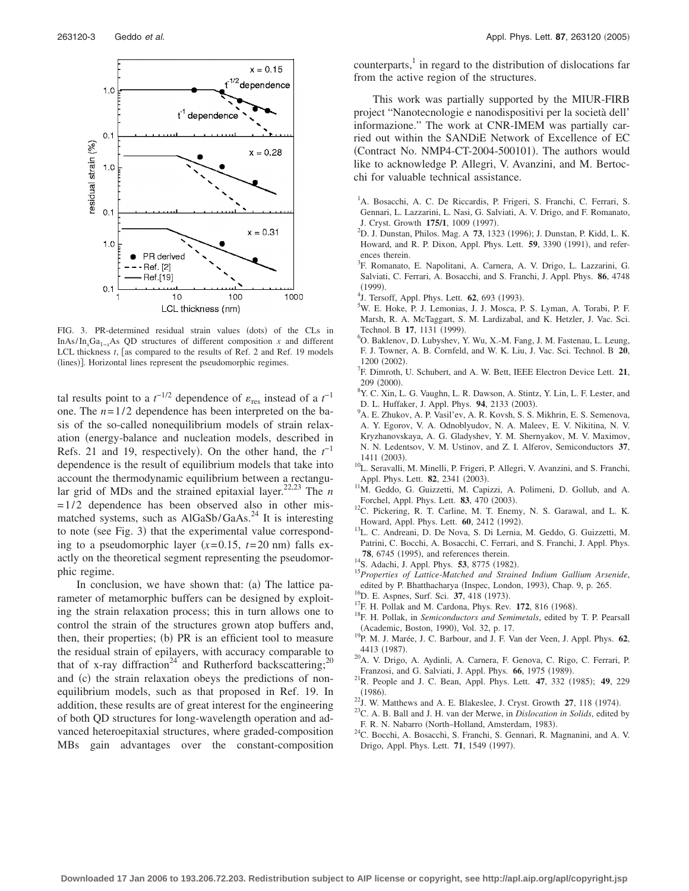x = 0.15

$t^{-1/2}$ dependence

$t^{-1}$ dependence

x = 0.28

x = 0.31

● PR derived

- - - Ref. [2]

—— Ref.[19]

residual strain (%)

LCL thickness (nm)

1.0

0.1

1

10

100

1000

FIG. 3. PR-determined residual strain values (dots) of the CLs in $InAs/In_xGa_{1-x}As$ QD structures of different composition $x$ and different LCL thickness $t$, [as compared to the results of Ref. 2 and Ref. 19 models (lines)]. Horizontal lines represent the pseudomorphic regimes.

tal results point to a $t^{-1/2}$ dependence of $\varepsilon_{res}$ instead of a $t^{-1}$ one. The $n=1/2$ dependence has been interpreted on the basis of the so-called nonequilibrium models of strain relaxation (energy-balance and nucleation models, described in Refs. 21 and 19, respectively). On the other hand, the $t^{-1}$ dependence is the result of equilibrium models that take into account the thermodynamic equilibrium between a rectangular grid of MDs and the strained epitaxial layer.[22,23] The $n=1/2$ dependence has been observed also in other mismatched systems, such as AlGaSb/GaAs.[24] It is interesting to note (see Fig. 3) that the experimental value corresponding to a pseudomorphic layer ($x=0.15$, $t=20$ nm) falls exactly on the theoretical segment representing the pseudomorphic regime.

In conclusion, we have shown that: (a) The lattice parameter of metamorphic buffers can be designed by exploiting the strain relaxation process; this in turn allows one to control the strain of the structures grown atop buffers and, then, their properties; (b) PR is an efficient tool to measure the residual strain of epilayers, with accuracy comparable to that of x-ray diffraction[24] and Rutherford backscattering;[20] and (c) the strain relaxation obeys the predictions of nonequilibrium models, such as that proposed in Ref. 19. In addition, these results are of great interest for the engineering of both QD structures for long-wavelength operation and advanced heteroepitaxial structures, where graded-composition MBs gain advantages over the constant-composition counterparts,[1] in regard to the distribution of dislocations far from the active region of the structures.

This work was partially supported by the MIUR-FIRB project "Nanotecnologie e nanodispositivi per la società dell' informazione." The work at CNR-IMEM was partially carried out within the SANDiE Network of Excellence of EC (Contract No. NMP4-CT-2004-500101). The authors would like to acknowledge P. Allegri, V. Avanzini, and M. Bertocchi for valuable technical assistance.

[1] A. Bosacchi, A. C. De Riccardis, P. Frigeri, S. Franchi, C. Ferrari, S. Gennari, L. Lazzarini, L. Nasi, G. Salviati, A. V. Drigo, and F. Romanato, J. Cryst. Growth **175/1**, 1009 (1997).

[2] D. J. Dunstan, Philos. Mag. A **73**, 1323 (1996); J. Dunstan, P. Kidd, L. K. Howard, and R. P. Dixon, Appl. Phys. Lett. **59**, 3390 (1991), and references therein.

[3] F. Romanato, E. Napolitani, A. Carnera, A. V. Drigo, L. Lazzarini, G. Salviati, C. Ferrari, A. Bosacchi, and S. Franchi, J. Appl. Phys. **86**, 4748 (1999).

[4] J. Tersoff, Appl. Phys. Lett. **62**, 693 (1993).

[5] W. E. Hoke, P. J. Lemonias, J. J. Mosca, P. S. Lyman, A. Torabi, P. F. Marsh, R. A. McTaggart, S. M. Lardizabal, and K. Hetzler, J. Vac. Sci. Technol. B **17**, 1131 (1999).

[6] O. Baklenov, D. Lubyshev, Y. Wu, X.-M. Fang, J. M. Fastenau, L. Leung, F. J. Towner, A. B. Cornfeld, and W. K. Liu, J. Vac. Sci. Technol. B **20**, 1200 (2002).

[7] F. Dimroth, U. Schubert, and A. W. Bett, IEEE Electron Device Lett. **21**, 209 (2000).

[8] Y. C. Xin, L. G. Vaughn, L. R. Dawson, A. Stintz, Y. Lin, L. F. Lester, and D. L. Huffaker, J. Appl. Phys. **94**, 2133 (2003).

[9] A. E. Zhukov, A. P. Vasil'ev, A. R. Kovsh, S. S. Mikhrin, E. S. Semenova, A. Y. Egorov, V. A. Odnoblyudov, N. A. Maleev, E. V. Nikitina, N. V. Kryzhanovskaya, A. G. Gladyshev, Y. M. Shernyakov, M. V. Maximov, N. N. Ledentsov, V. M. Ustinov, and Z. I. Alferov, Semiconductors **37**, 1411 (2003).

[10] L. Seravalli, M. Minelli, P. Frigeri, P. Allegri, V. Avanzini, and S. Franchi, Appl. Phys. Lett. **82**, 2341 (2003).

[11] M. Geddo, G. Guizzetti, M. Capizzi, A. Polimeni, D. Gollub, and A. Forchel, Appl. Phys. Lett. **83**, 470 (2003).

[12] C. Pickering, R. T. Carline, M. T. Enemy, N. S. Garawal, and L. K. Howard, Appl. Phys. Lett. **60**, 2412 (1992).

[13] L. C. Andreani, D. De Nova, S. Di Lernia, M. Geddo, G. Guizzetti, M. Patrini, C. Bocchi, A. Bosacchi, C. Ferrari, and S. Franchi, J. Appl. Phys. **78**, 6745 (1995), and references therein.

[14] S. Adachi, J. Appl. Phys. **53**, 8775 (1982).

[15] *Properties of Lattice-Matched and Strained Indium Gallium Arsenide*, edited by P. Bhatthacharya (Inspec, London, 1993), Chap. 9, p. 265.

[16] D. E. Aspnes, Surf. Sci. **37**, 418 (1973).

[17] F. H. Pollak and M. Cardona, Phys. Rev. **172**, 816 (1968).

[18] F. H. Pollak, in *Semiconductors and Semimetals*, edited by T. P. Pearsall (Academic, Boston, 1990), Vol. 32, p. 17.

[19] P. M. J. Marée, J. C. Barbour, and J. F. Van der Veen, J. Appl. Phys. **62**, 4413 (1987).

[20] A. V. Drigo, A. Aydinli, A. Carnera, F. Genova, C. Rigo, C. Ferrari, P. Franzosi, and G. Salviati, J. Appl. Phys. **66**, 1975 (1989).

[21] R. People and J. C. Bean, Appl. Phys. Lett. **47**, 332 (1985); **49**, 229 (1986).

[22] J. W. Matthews and A. E. Blakeslee, J. Cryst. Growth **27**, 118 (1974).

[23] C. A. B. Ball and J. H. van der Merwe, in *Dislocation in Solids*, edited by F. R. N. Nabarro (North–Holland, Amsterdam, 1983).

[24] C. Bocchi, A. Bosacchi, S. Franchi, S. Gennari, R. Magnanini, and A. V. Drigo, Appl. Phys. Lett. **71**, 1549 (1997).